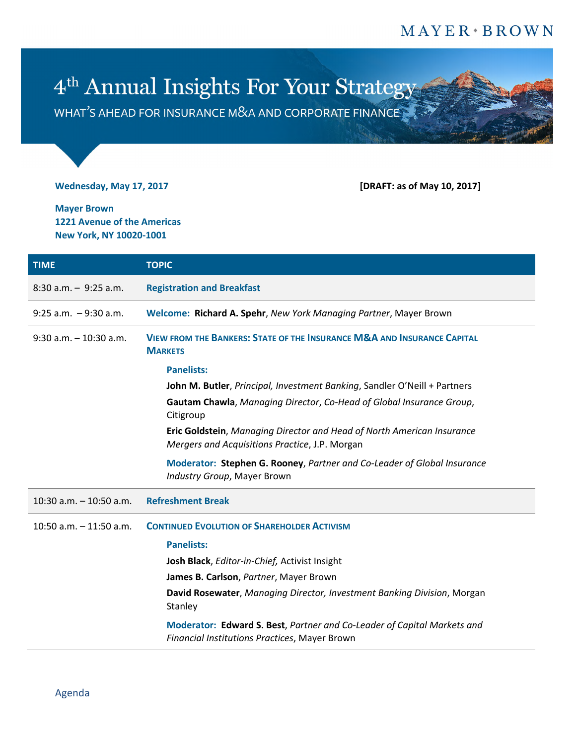MAYER • BROWN

# 4th Annual Insights For Your Strategy

## WHAT'S AHEAD FOR INSURANCE M&A AND CORPORATE FINANCE

**Wednesday, May 17, 2017** **[DRAFT: as of May 10, 2017]**

**Mayer Brown**
**1221 Avenue of the Americas**
**New York, NY 10020-1001**

| TIME | TOPIC |
|---|---|
| 8:30 a.m. – 9:25 a.m. | **Registration and Breakfast** |
| 9:25 a.m. – 9:30 a.m. | **Welcome: Richard A. Spehr**, *New York Managing Partner*, Mayer Brown |
| 9:30 a.m. – 10:30 a.m. | **VIEW FROM THE BANKERS: STATE OF THE INSURANCE M&A AND INSURANCE CAPITAL MARKETS**<br><br>**Panelists:**<br>**John M. Butler**, *Principal, Investment Banking*, Sandler O'Neill + Partners<br>**Gautam Chawla**, *Managing Director*, *Co-Head of Global Insurance Group*, Citigroup<br>**Eric Goldstein**, *Managing Director and Head of North American Insurance Mergers and Acquisitions Practice*, J.P. Morgan<br><br>**Moderator: Stephen G. Rooney**, *Partner and Co-Leader of Global Insurance Industry Group*, Mayer Brown |
| 10:30 a.m. – 10:50 a.m. | **Refreshment Break** |
| 10:50 a.m. – 11:50 a.m. | **CONTINUED EVOLUTION OF SHAREHOLDER ACTIVISM**<br><br>**Panelists:**<br>**Josh Black**, *Editor-in-Chief,* Activist Insight<br>**James B. Carlson**, *Partner*, Mayer Brown<br>**David Rosewater**, *Managing Director, Investment Banking Division*, Morgan Stanley<br><br>**Moderator: Edward S. Best**, *Partner and Co-Leader of Capital Markets and Financial Institutions Practices*, Mayer Brown |

Agenda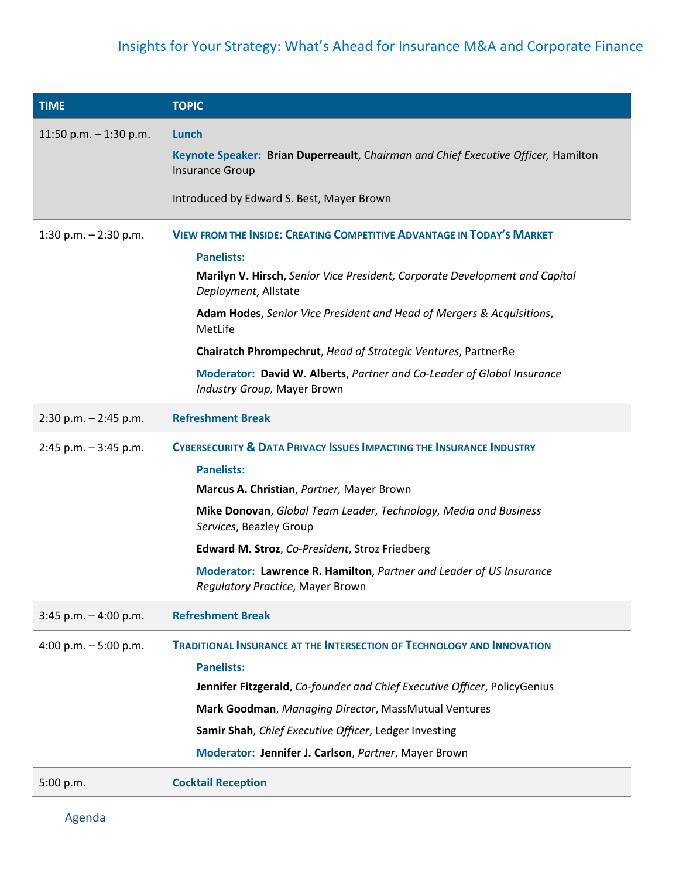| TIME | TOPIC |
|---|---|
| 11:50 p.m. – 1:30 p.m. | **Lunch**<br>**Keynote Speaker: Brian Duperreault**, *Chairman and Chief Executive Officer,* Hamilton Insurance Group<br>Introduced by Edward S. Best, Mayer Brown |
| 1:30 p.m. – 2:30 p.m. | **View from the Inside: Creating Competitive Advantage in Today's Market**<br>**Panelists:**<br>**Marilyn V. Hirsch**, *Senior Vice President, Corporate Development and Capital Deployment*, Allstate<br>**Adam Hodes**, *Senior Vice President and Head of Mergers & Acquisitions*, MetLife<br>**Chairatch Phrompechrut**, *Head of Strategic Ventures*, PartnerRe<br>**Moderator: David W. Alberts**, *Partner and Co-Leader of Global Insurance Industry Group,* Mayer Brown |
| 2:30 p.m. – 2:45 p.m. | **Refreshment Break** |
| 2:45 p.m. – 3:45 p.m. | **Cybersecurity & Data Privacy Issues Impacting the Insurance Industry**<br>**Panelists:**<br>**Marcus A. Christian**, *Partner,* Mayer Brown<br>**Mike Donovan**, *Global Team Leader, Technology, Media and Business Services*, Beazley Group<br>**Edward M. Stroz**, *Co-President*, Stroz Friedberg<br>**Moderator: Lawrence R. Hamilton**, *Partner and Leader of US Insurance Regulatory Practice*, Mayer Brown |
| 3:45 p.m. – 4:00 p.m. | **Refreshment Break** |
| 4:00 p.m. – 5:00 p.m. | **Traditional Insurance at the Intersection of Technology and Innovation**<br>**Panelists:**<br>**Jennifer Fitzgerald**, *Co-founder and Chief Executive Officer*, PolicyGenius<br>**Mark Goodman**, *Managing Director*, MassMutual Ventures<br>**Samir Shah**, *Chief Executive Officer*, Ledger Investing<br>**Moderator: Jennifer J. Carlson**, *Partner*, Mayer Brown |
| 5:00 p.m. | **Cocktail Reception** |